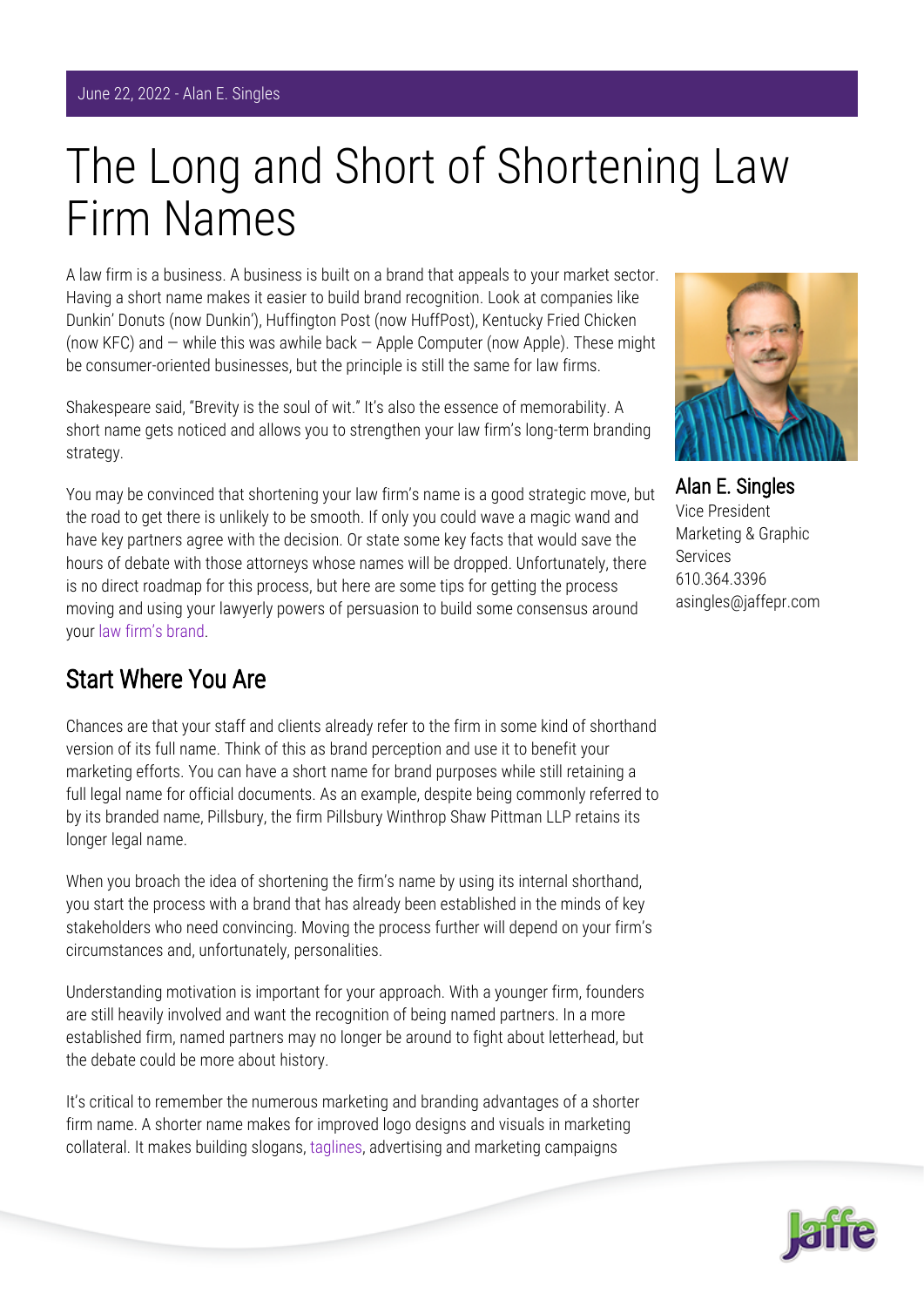June 22, 2022 - Alan E. Singles

# The Long and Short of Shortening Law Firm Names

A law firm is a business. A business is built on a brand that appeals to your market sector. Having a short name makes it easier to build brand recognition. Look at companies like Dunkin' Donuts (now Dunkin'), Huffington Post (now HuffPost), Kentucky Fried Chicken (now KFC) and — while this was awhile back — Apple Computer (now Apple). These might be consumer-oriented businesses, but the principle is still the same for law firms.

Shakespeare said, "Brevity is the soul of wit." It's also the essence of memorability. A short name gets noticed and allows you to strengthen your law firm's long-term branding strategy.

You may be convinced that shortening your law firm's name is a good strategic move, but the road to get there is unlikely to be smooth. If only you could wave a magic wand and have key partners agree with the decision. Or state some key facts that would save the hours of debate with those attorneys whose names will be dropped. Unfortunately, there is no direct roadmap for this process, but here are some tips for getting the process moving and using your lawyerly powers of persuasion to build some consensus around your law firm's brand.

**Alan E. Singles**
Vice President
Marketing & Graphic Services
610.364.3396
asingles@jaffepr.com

## Start Where You Are

Chances are that your staff and clients already refer to the firm in some kind of shorthand version of its full name. Think of this as brand perception and use it to benefit your marketing efforts. You can have a short name for brand purposes while still retaining a full legal name for official documents. As an example, despite being commonly referred to by its branded name, Pillsbury, the firm Pillsbury Winthrop Shaw Pittman LLP retains its longer legal name.

When you broach the idea of shortening the firm's name by using its internal shorthand, you start the process with a brand that has already been established in the minds of key stakeholders who need convincing. Moving the process further will depend on your firm's circumstances and, unfortunately, personalities.

Understanding motivation is important for your approach. With a younger firm, founders are still heavily involved and want the recognition of being named partners. In a more established firm, named partners may no longer be around to fight about letterhead, but the debate could be more about history.

It's critical to remember the numerous marketing and branding advantages of a shorter firm name. A shorter name makes for improved logo designs and visuals in marketing collateral. It makes building slogans, taglines, advertising and marketing campaigns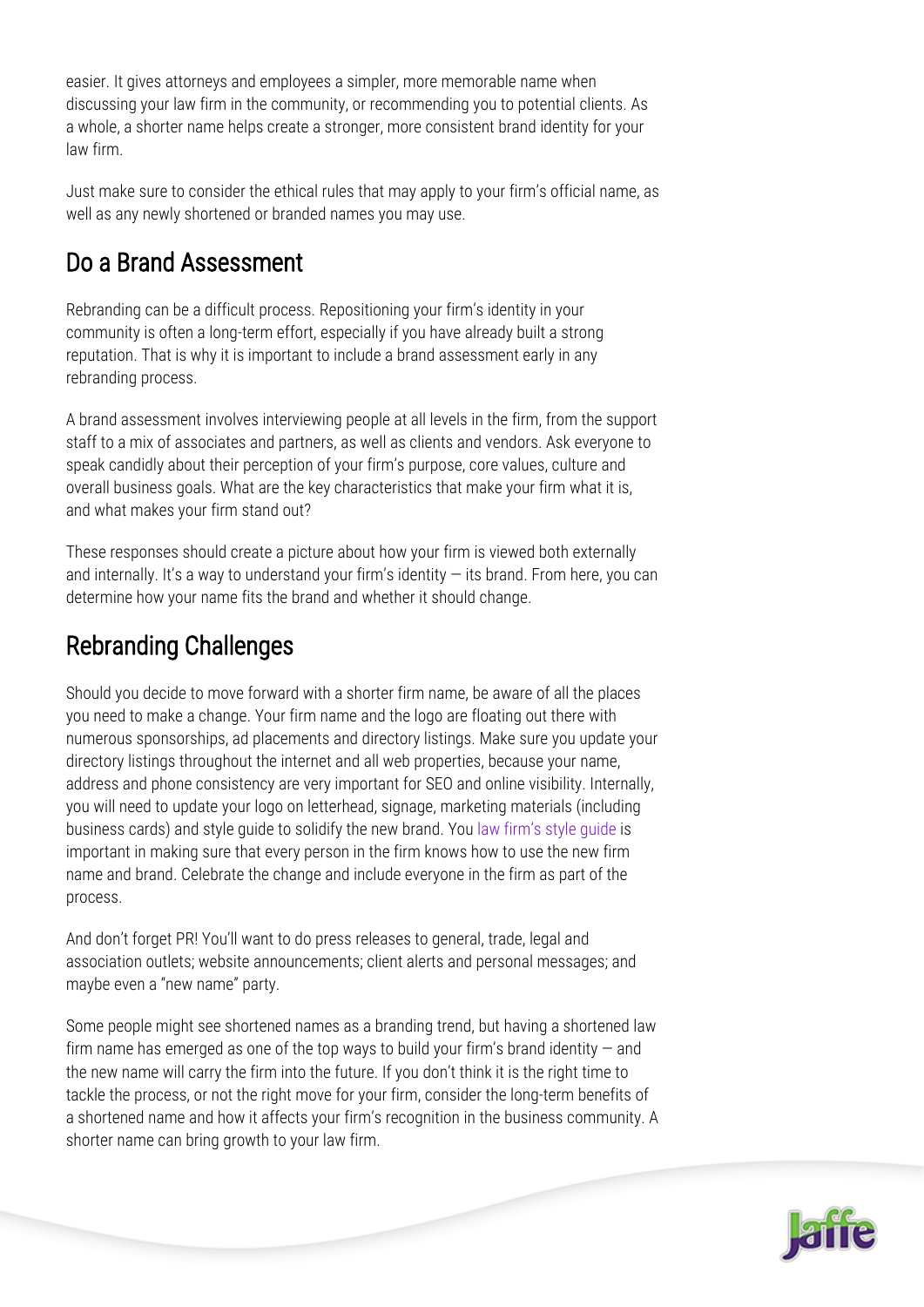easier. It gives attorneys and employees a simpler, more memorable name when discussing your law firm in the community, or recommending you to potential clients. As a whole, a shorter name helps create a stronger, more consistent brand identity for your law firm.

Just make sure to consider the ethical rules that may apply to your firm's official name, as well as any newly shortened or branded names you may use.

## Do a Brand Assessment

Rebranding can be a difficult process. Repositioning your firm's identity in your community is often a long-term effort, especially if you have already built a strong reputation. That is why it is important to include a brand assessment early in any rebranding process.

A brand assessment involves interviewing people at all levels in the firm, from the support staff to a mix of associates and partners, as well as clients and vendors. Ask everyone to speak candidly about their perception of your firm's purpose, core values, culture and overall business goals. What are the key characteristics that make your firm what it is, and what makes your firm stand out?

These responses should create a picture about how your firm is viewed both externally and internally. It's a way to understand your firm's identity — its brand. From here, you can determine how your name fits the brand and whether it should change.

## Rebranding Challenges

Should you decide to move forward with a shorter firm name, be aware of all the places you need to make a change. Your firm name and the logo are floating out there with numerous sponsorships, ad placements and directory listings. Make sure you update your directory listings throughout the internet and all web properties, because your name, address and phone consistency are very important for SEO and online visibility. Internally, you will need to update your logo on letterhead, signage, marketing materials (including business cards) and style guide to solidify the new brand. You law firm's style guide is important in making sure that every person in the firm knows how to use the new firm name and brand. Celebrate the change and include everyone in the firm as part of the process.

And don't forget PR! You'll want to do press releases to general, trade, legal and association outlets; website announcements; client alerts and personal messages; and maybe even a "new name" party.

Some people might see shortened names as a branding trend, but having a shortened law firm name has emerged as one of the top ways to build your firm's brand identity — and the new name will carry the firm into the future. If you don't think it is the right time to tackle the process, or not the right move for your firm, consider the long-term benefits of a shortened name and how it affects your firm's recognition in the business community. A shorter name can bring growth to your law firm.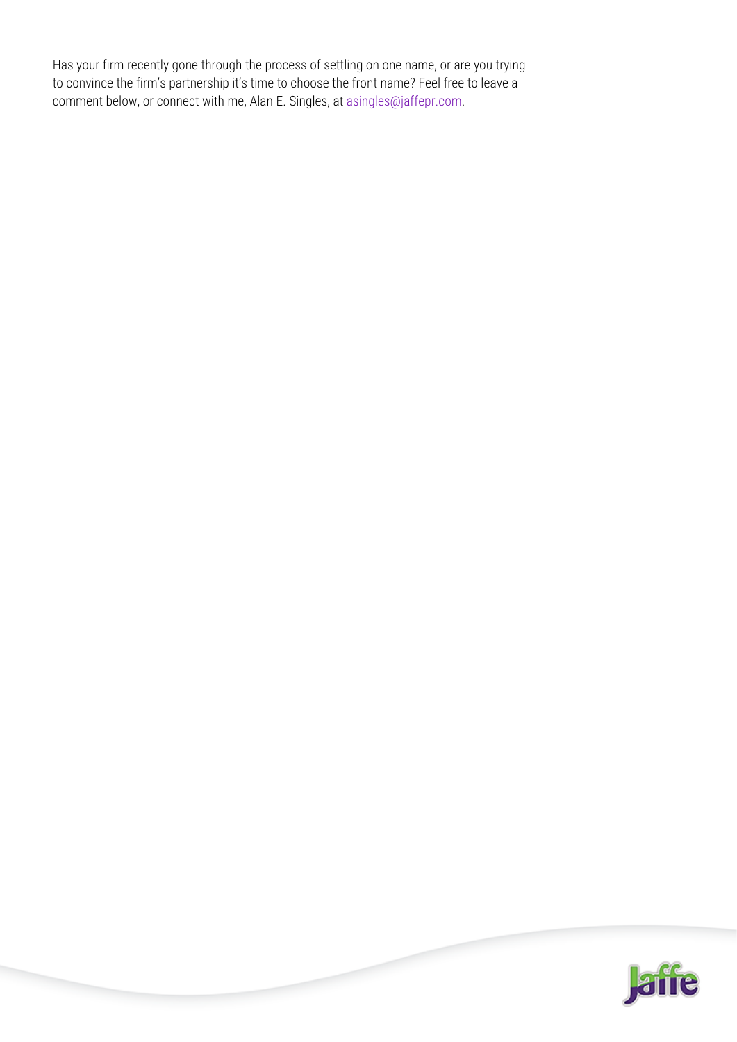Has your firm recently gone through the process of settling on one name, or are you trying to convince the firm's partnership it's time to choose the front name? Feel free to leave a comment below, or connect with me, Alan E. Singles, at asingles@jaffepr.com.